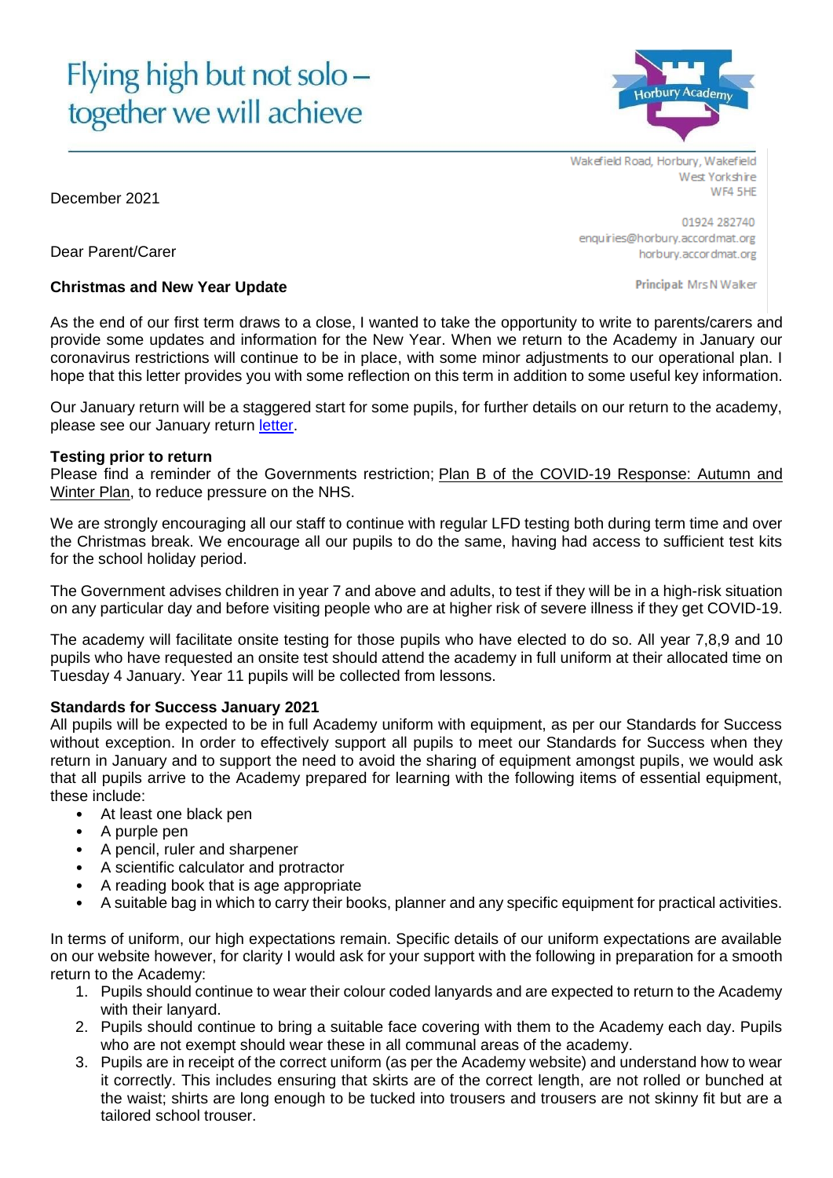Flying high but not solo – together we will achieve

Wakefield Road, Horbury, Wakefield
West Yorkshire
WF4 5HE

01924 282740
enquiries@horbury.accordmat.org
horbury.accordmat.org

**Principal:** Mrs N Walker

December 2021

Dear Parent/Carer

**Christmas and New Year Update**

As the end of our first term draws to a close, I wanted to take the opportunity to write to parents/carers and provide some updates and information for the New Year. When we return to the Academy in January our coronavirus restrictions will continue to be in place, with some minor adjustments to our operational plan. I hope that this letter provides you with some reflection on this term in addition to some useful key information.

Our January return will be a staggered start for some pupils, for further details on our return to the academy, please see our January return letter.

**Testing prior to return**

Please find a reminder of the Governments restriction; Plan B of the COVID-19 Response: Autumn and Winter Plan, to reduce pressure on the NHS.

We are strongly encouraging all our staff to continue with regular LFD testing both during term time and over the Christmas break. We encourage all our pupils to do the same, having had access to sufficient test kits for the school holiday period.

The Government advises children in year 7 and above and adults, to test if they will be in a high-risk situation on any particular day and before visiting people who are at higher risk of severe illness if they get COVID-19.

The academy will facilitate onsite testing for those pupils who have elected to do so. All year 7,8,9 and 10 pupils who have requested an onsite test should attend the academy in full uniform at their allocated time on Tuesday 4 January. Year 11 pupils will be collected from lessons.

**Standards for Success January 2021**

All pupils will be expected to be in full Academy uniform with equipment, as per our Standards for Success without exception. In order to effectively support all pupils to meet our Standards for Success when they return in January and to support the need to avoid the sharing of equipment amongst pupils, we would ask that all pupils arrive to the Academy prepared for learning with the following items of essential equipment, these include:

- At least one black pen
- A purple pen
- A pencil, ruler and sharpener
- A scientific calculator and protractor
- A reading book that is age appropriate
- A suitable bag in which to carry their books, planner and any specific equipment for practical activities.

In terms of uniform, our high expectations remain. Specific details of our uniform expectations are available on our website however, for clarity I would ask for your support with the following in preparation for a smooth return to the Academy:

1. Pupils should continue to wear their colour coded lanyards and are expected to return to the Academy with their lanyard.
2. Pupils should continue to bring a suitable face covering with them to the Academy each day. Pupils who are not exempt should wear these in all communal areas of the academy.
3. Pupils are in receipt of the correct uniform (as per the Academy website) and understand how to wear it correctly. This includes ensuring that skirts are of the correct length, are not rolled or bunched at the waist; shirts are long enough to be tucked into trousers and trousers are not skinny fit but are a tailored school trouser.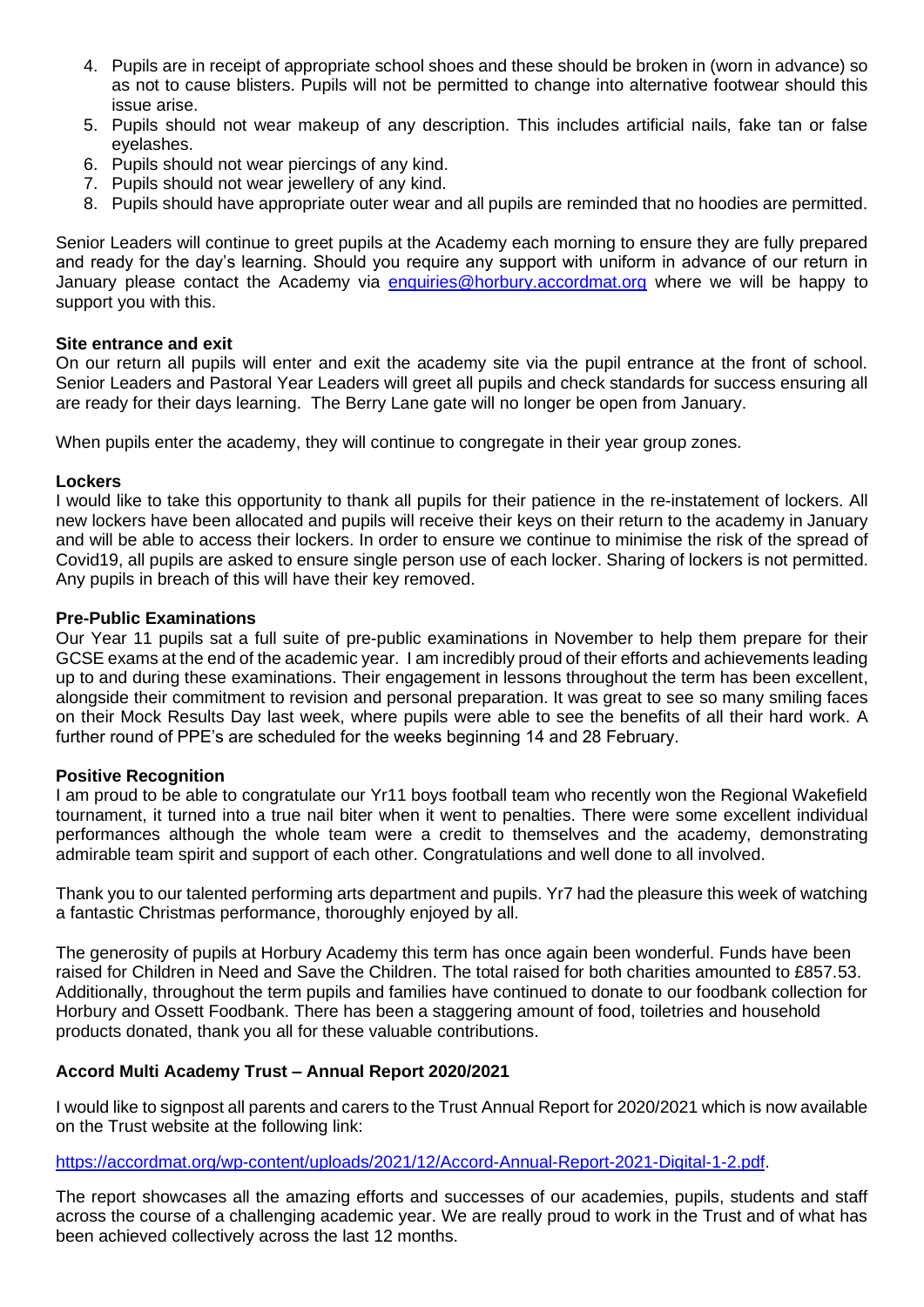4. Pupils are in receipt of appropriate school shoes and these should be broken in (worn in advance) so as not to cause blisters. Pupils will not be permitted to change into alternative footwear should this issue arise.
5. Pupils should not wear makeup of any description. This includes artificial nails, fake tan or false eyelashes.
6. Pupils should not wear piercings of any kind.
7. Pupils should not wear jewellery of any kind.
8. Pupils should have appropriate outer wear and all pupils are reminded that no hoodies are permitted.

Senior Leaders will continue to greet pupils at the Academy each morning to ensure they are fully prepared and ready for the day's learning. Should you require any support with uniform in advance of our return in January please contact the Academy via [enquiries@horbury.accordmat.org](mailto:enquiries@horbury.accordmat.org) where we will be happy to support you with this.

**Site entrance and exit**

On our return all pupils will enter and exit the academy site via the pupil entrance at the front of school. Senior Leaders and Pastoral Year Leaders will greet all pupils and check standards for success ensuring all are ready for their days learning. The Berry Lane gate will no longer be open from January.

When pupils enter the academy, they will continue to congregate in their year group zones.

**Lockers**

I would like to take this opportunity to thank all pupils for their patience in the re-instatement of lockers. All new lockers have been allocated and pupils will receive their keys on their return to the academy in January and will be able to access their lockers. In order to ensure we continue to minimise the risk of the spread of Covid19, all pupils are asked to ensure single person use of each locker. Sharing of lockers is not permitted. Any pupils in breach of this will have their key removed.

**Pre-Public Examinations**

Our Year 11 pupils sat a full suite of pre-public examinations in November to help them prepare for their GCSE exams at the end of the academic year. I am incredibly proud of their efforts and achievements leading up to and during these examinations. Their engagement in lessons throughout the term has been excellent, alongside their commitment to revision and personal preparation. It was great to see so many smiling faces on their Mock Results Day last week, where pupils were able to see the benefits of all their hard work. A further round of PPE's are scheduled for the weeks beginning 14 and 28 February.

**Positive Recognition**

I am proud to be able to congratulate our Yr11 boys football team who recently won the Regional Wakefield tournament, it turned into a true nail biter when it went to penalties. There were some excellent individual performances although the whole team were a credit to themselves and the academy, demonstrating admirable team spirit and support of each other. Congratulations and well done to all involved.

Thank you to our talented performing arts department and pupils. Yr7 had the pleasure this week of watching a fantastic Christmas performance, thoroughly enjoyed by all.

The generosity of pupils at Horbury Academy this term has once again been wonderful. Funds have been raised for Children in Need and Save the Children. The total raised for both charities amounted to £857.53. Additionally, throughout the term pupils and families have continued to donate to our foodbank collection for Horbury and Ossett Foodbank. There has been a staggering amount of food, toiletries and household products donated, thank you all for these valuable contributions.

**Accord Multi Academy Trust – Annual Report 2020/2021**

I would like to signpost all parents and carers to the Trust Annual Report for 2020/2021 which is now available on the Trust website at the following link:

[https://accordmat.org/wp-content/uploads/2021/12/Accord-Annual-Report-2021-Digital-1-2.pdf](https://accordmat.org/wp-content/uploads/2021/12/Accord-Annual-Report-2021-Digital-1-2.pdf).

The report showcases all the amazing efforts and successes of our academies, pupils, students and staff across the course of a challenging academic year. We are really proud to work in the Trust and of what has been achieved collectively across the last 12 months.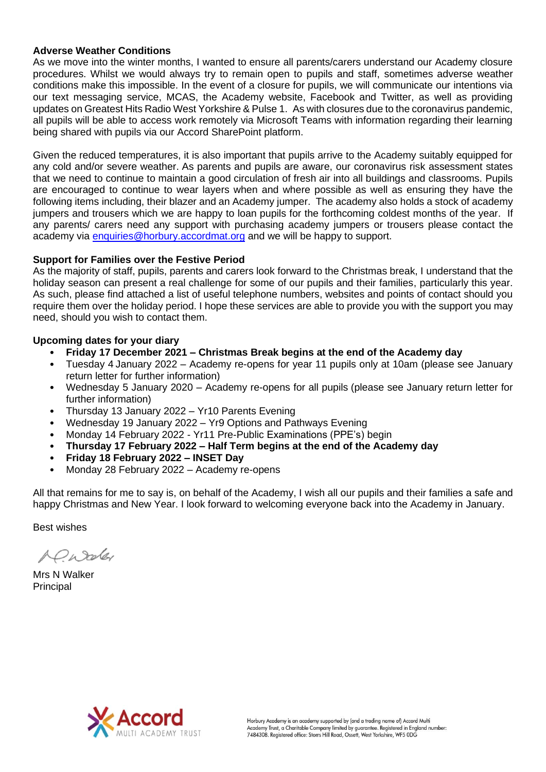**Adverse Weather Conditions**

As we move into the winter months, I wanted to ensure all parents/carers understand our Academy closure procedures. Whilst we would always try to remain open to pupils and staff, sometimes adverse weather conditions make this impossible. In the event of a closure for pupils, we will communicate our intentions via our text messaging service, MCAS, the Academy website, Facebook and Twitter, as well as providing updates on Greatest Hits Radio West Yorkshire & Pulse 1. As with closures due to the coronavirus pandemic, all pupils will be able to access work remotely via Microsoft Teams with information regarding their learning being shared with pupils via our Accord SharePoint platform.

Given the reduced temperatures, it is also important that pupils arrive to the Academy suitably equipped for any cold and/or severe weather. As parents and pupils are aware, our coronavirus risk assessment states that we need to continue to maintain a good circulation of fresh air into all buildings and classrooms. Pupils are encouraged to continue to wear layers when and where possible as well as ensuring they have the following items including, their blazer and an Academy jumper. The academy also holds a stock of academy jumpers and trousers which we are happy to loan pupils for the forthcoming coldest months of the year. If any parents/ carers need any support with purchasing academy jumpers or trousers please contact the academy via enquiries@horbury.accordmat.org and we will be happy to support.

**Support for Families over the Festive Period**

As the majority of staff, pupils, parents and carers look forward to the Christmas break, I understand that the holiday season can present a real challenge for some of our pupils and their families, particularly this year. As such, please find attached a list of useful telephone numbers, websites and points of contact should you require them over the holiday period. I hope these services are able to provide you with the support you may need, should you wish to contact them.

**Upcoming dates for your diary**

- **Friday 17 December 2021 – Christmas Break begins at the end of the Academy day**
- Tuesday 4 January 2022 – Academy re-opens for year 11 pupils only at 10am (please see January return letter for further information)
- Wednesday 5 January 2020 – Academy re-opens for all pupils (please see January return letter for further information)
- Thursday 13 January 2022 – Yr10 Parents Evening
- Wednesday 19 January 2022 – Yr9 Options and Pathways Evening
- Monday 14 February 2022 - Yr11 Pre-Public Examinations (PPE's) begin
- **Thursday 17 February 2022 – Half Term begins at the end of the Academy day**
- **Friday 18 February 2022 – INSET Day**
- Monday 28 February 2022 – Academy re-opens

All that remains for me to say is, on behalf of the Academy, I wish all our pupils and their families a safe and happy Christmas and New Year. I look forward to welcoming everyone back into the Academy in January.

Best wishes

Mrs N Walker
Principal

Horbury Academy is an academy supported by (and a trading name of) Accord Multi Academy Trust, a Charitable Company limited by guarantee. Registered in England number: 7484308. Registered office: Storrs Hill Road, Ossett, West Yorkshire, WF5 0DG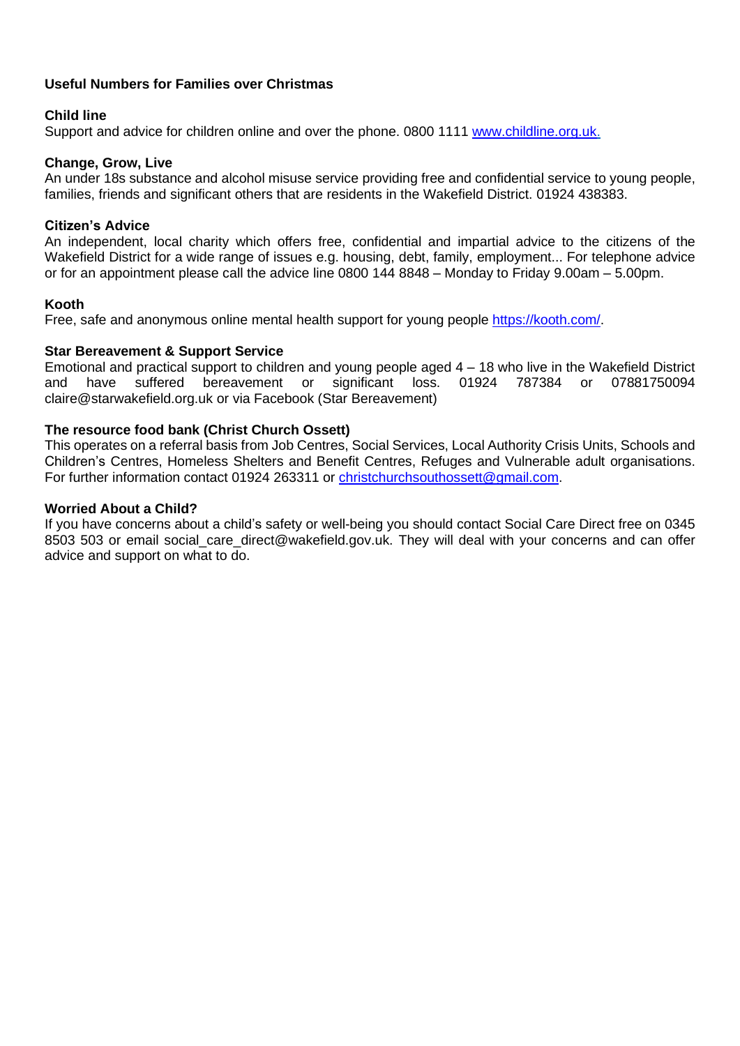**Useful Numbers for Families over Christmas**

**Child line**
Support and advice for children online and over the phone. 0800 1111 www.childline.org.uk.

**Change, Grow, Live**
An under 18s substance and alcohol misuse service providing free and confidential service to young people, families, friends and significant others that are residents in the Wakefield District. 01924 438383.

**Citizen's Advice**
An independent, local charity which offers free, confidential and impartial advice to the citizens of the Wakefield District for a wide range of issues e.g. housing, debt, family, employment... For telephone advice or for an appointment please call the advice line 0800 144 8848 – Monday to Friday 9.00am – 5.00pm.

**Kooth**
Free, safe and anonymous online mental health support for young people https://kooth.com/.

**Star Bereavement & Support Service**
Emotional and practical support to children and young people aged 4 – 18 who live in the Wakefield District and have suffered bereavement or significant loss. 01924 787384 or 07881750094 claire@starwakefield.org.uk or via Facebook (Star Bereavement)

**The resource food bank (Christ Church Ossett)**
This operates on a referral basis from Job Centres, Social Services, Local Authority Crisis Units, Schools and Children's Centres, Homeless Shelters and Benefit Centres, Refuges and Vulnerable adult organisations. For further information contact 01924 263311 or christchurchsouthossett@gmail.com.

**Worried About a Child?**
If you have concerns about a child's safety or well-being you should contact Social Care Direct free on 0345 8503 503 or email social_care_direct@wakefield.gov.uk. They will deal with your concerns and can offer advice and support on what to do.